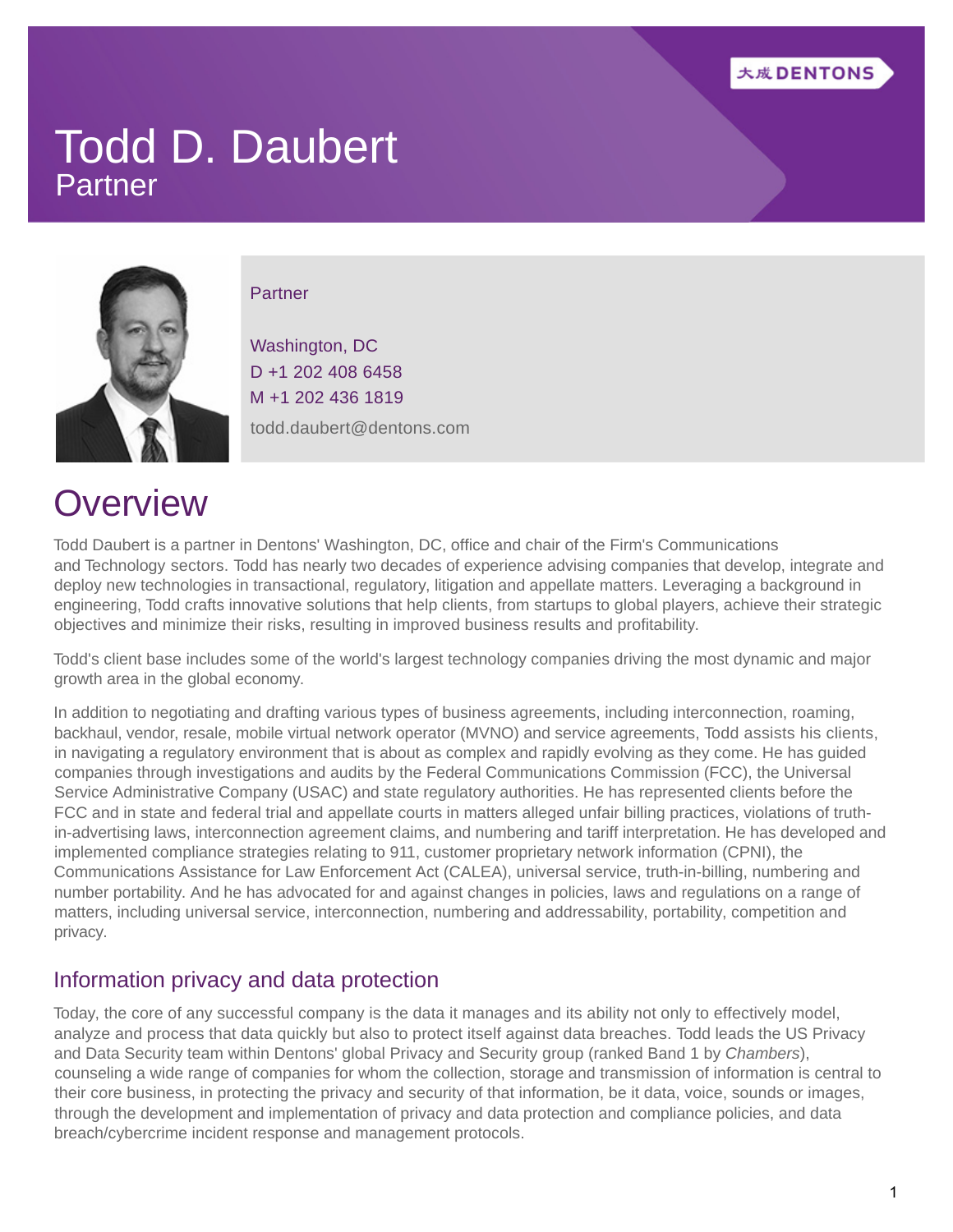# Todd D. Daubert

Partner

Partner

Washington, DC
D +1 202 408 6458
M +1 202 436 1819
todd.daubert@dentons.com

## Overview

Todd Daubert is a partner in Dentons' Washington, DC, office and chair of the Firm's Communications and Technology sectors. Todd has nearly two decades of experience advising companies that develop, integrate and deploy new technologies in transactional, regulatory, litigation and appellate matters. Leveraging a background in engineering, Todd crafts innovative solutions that help clients, from startups to global players, achieve their strategic objectives and minimize their risks, resulting in improved business results and profitability.

Todd's client base includes some of the world's largest technology companies driving the most dynamic and major growth area in the global economy.

In addition to negotiating and drafting various types of business agreements, including interconnection, roaming, backhaul, vendor, resale, mobile virtual network operator (MVNO) and service agreements, Todd assists his clients, in navigating a regulatory environment that is about as complex and rapidly evolving as they come. He has guided companies through investigations and audits by the Federal Communications Commission (FCC), the Universal Service Administrative Company (USAC) and state regulatory authorities. He has represented clients before the FCC and in state and federal trial and appellate courts in matters alleged unfair billing practices, violations of truth-in-advertising laws, interconnection agreement claims, and numbering and tariff interpretation. He has developed and implemented compliance strategies relating to 911, customer proprietary network information (CPNI), the Communications Assistance for Law Enforcement Act (CALEA), universal service, truth-in-billing, numbering and number portability. And he has advocated for and against changes in policies, laws and regulations on a range of matters, including universal service, interconnection, numbering and addressability, portability, competition and privacy.

### Information privacy and data protection

Today, the core of any successful company is the data it manages and its ability not only to effectively model, analyze and process that data quickly but also to protect itself against data breaches. Todd leads the US Privacy and Data Security team within Dentons' global Privacy and Security group (ranked Band 1 by *Chambers*), counseling a wide range of companies for whom the collection, storage and transmission of information is central to their core business, in protecting the privacy and security of that information, be it data, voice, sounds or images, through the development and implementation of privacy and data protection and compliance policies, and data breach/cybercrime incident response and management protocols.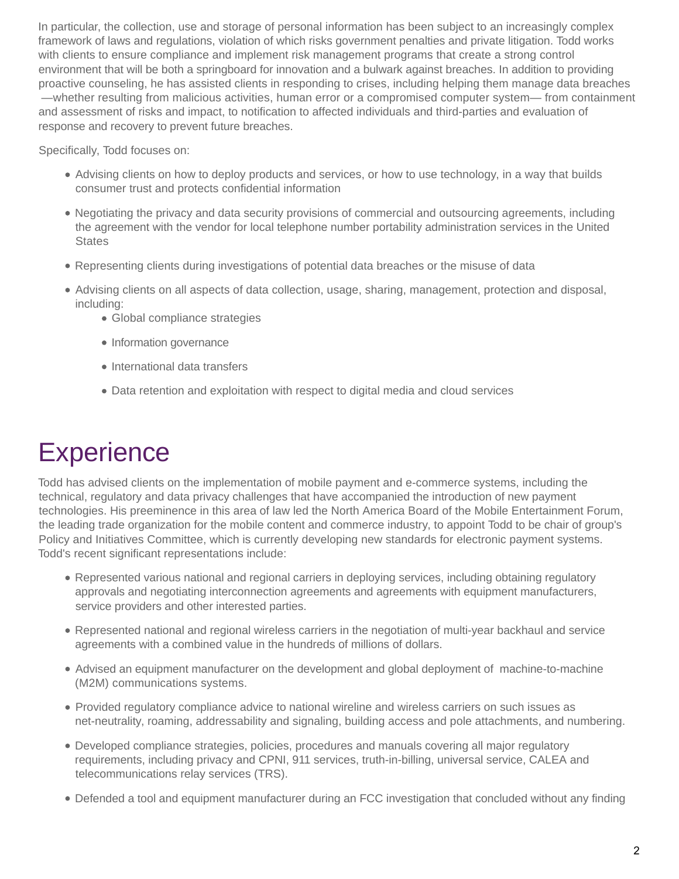In particular, the collection, use and storage of personal information has been subject to an increasingly complex framework of laws and regulations, violation of which risks government penalties and private litigation. Todd works with clients to ensure compliance and implement risk management programs that create a strong control environment that will be both a springboard for innovation and a bulwark against breaches. In addition to providing proactive counseling, he has assisted clients in responding to crises, including helping them manage data breaches —whether resulting from malicious activities, human error or a compromised computer system— from containment and assessment of risks and impact, to notification to affected individuals and third-parties and evaluation of response and recovery to prevent future breaches.

Specifically, Todd focuses on:

- Advising clients on how to deploy products and services, or how to use technology, in a way that builds consumer trust and protects confidential information
- Negotiating the privacy and data security provisions of commercial and outsourcing agreements, including the agreement with the vendor for local telephone number portability administration services in the United States
- Representing clients during investigations of potential data breaches or the misuse of data
- Advising clients on all aspects of data collection, usage, sharing, management, protection and disposal, including:
  - Global compliance strategies
  - Information governance
  - International data transfers
  - Data retention and exploitation with respect to digital media and cloud services

# Experience

Todd has advised clients on the implementation of mobile payment and e-commerce systems, including the technical, regulatory and data privacy challenges that have accompanied the introduction of new payment technologies. His preeminence in this area of law led the North America Board of the Mobile Entertainment Forum, the leading trade organization for the mobile content and commerce industry, to appoint Todd to be chair of group's Policy and Initiatives Committee, which is currently developing new standards for electronic payment systems. Todd's recent significant representations include:

- Represented various national and regional carriers in deploying services, including obtaining regulatory approvals and negotiating interconnection agreements and agreements with equipment manufacturers, service providers and other interested parties.
- Represented national and regional wireless carriers in the negotiation of multi-year backhaul and service agreements with a combined value in the hundreds of millions of dollars.
- Advised an equipment manufacturer on the development and global deployment of machine-to-machine (M2M) communications systems.
- Provided regulatory compliance advice to national wireline and wireless carriers on such issues as net-neutrality, roaming, addressability and signaling, building access and pole attachments, and numbering.
- Developed compliance strategies, policies, procedures and manuals covering all major regulatory requirements, including privacy and CPNI, 911 services, truth-in-billing, universal service, CALEA and telecommunications relay services (TRS).
- Defended a tool and equipment manufacturer during an FCC investigation that concluded without any finding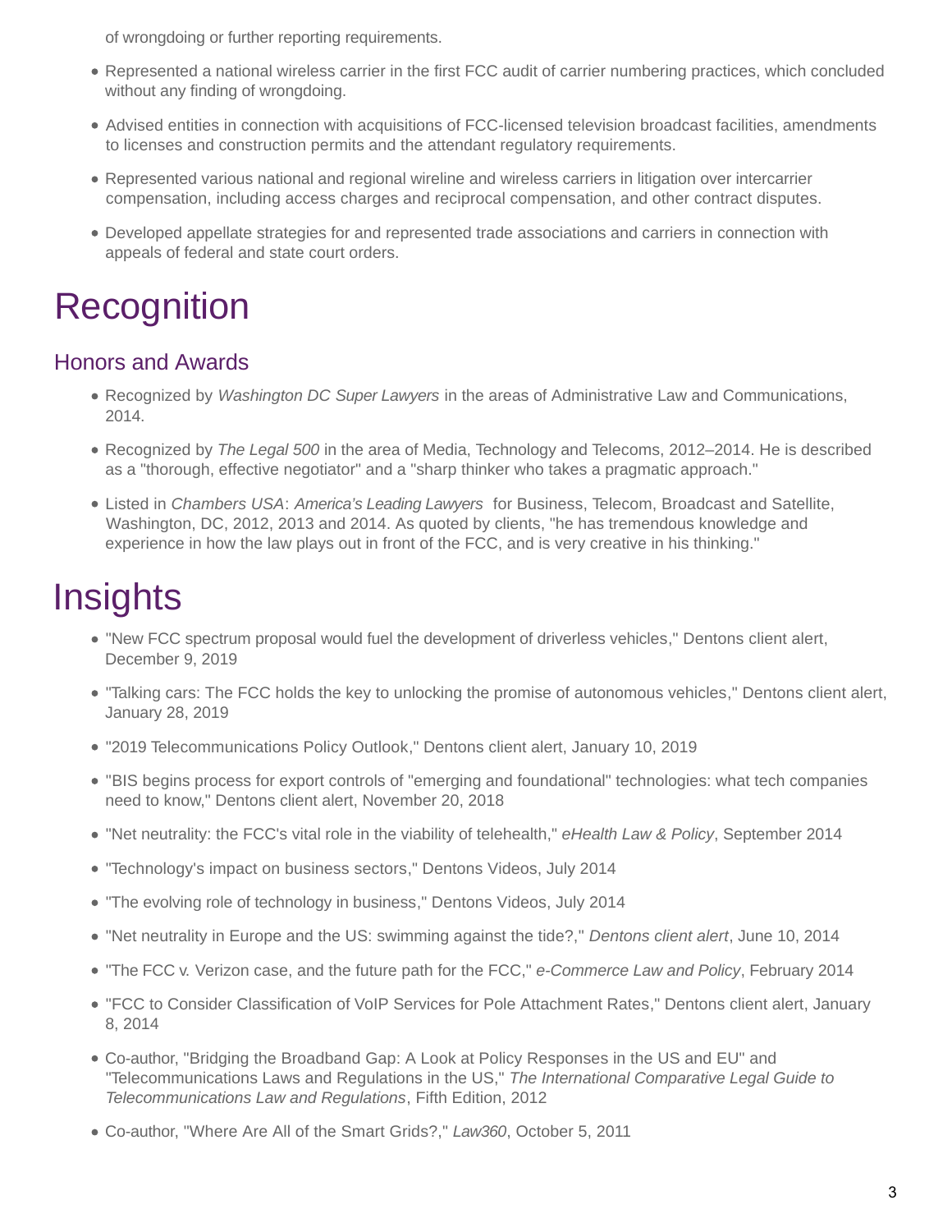of wrongdoing or further reporting requirements.

- Represented a national wireless carrier in the first FCC audit of carrier numbering practices, which concluded without any finding of wrongdoing.
- Advised entities in connection with acquisitions of FCC-licensed television broadcast facilities, amendments to licenses and construction permits and the attendant regulatory requirements.
- Represented various national and regional wireline and wireless carriers in litigation over intercarrier compensation, including access charges and reciprocal compensation, and other contract disputes.
- Developed appellate strategies for and represented trade associations and carriers in connection with appeals of federal and state court orders.

# Recognition

## Honors and Awards

- Recognized by *Washington DC Super Lawyers* in the areas of Administrative Law and Communications, 2014.
- Recognized by *The Legal 500* in the area of Media, Technology and Telecoms, 2012–2014. He is described as a "thorough, effective negotiator" and a "sharp thinker who takes a pragmatic approach."
- Listed in *Chambers USA*: *America's Leading Lawyers* for Business, Telecom, Broadcast and Satellite, Washington, DC, 2012, 2013 and 2014. As quoted by clients, "he has tremendous knowledge and experience in how the law plays out in front of the FCC, and is very creative in his thinking."

# Insights

- "New FCC spectrum proposal would fuel the development of driverless vehicles," Dentons client alert, December 9, 2019
- "Talking cars: The FCC holds the key to unlocking the promise of autonomous vehicles," Dentons client alert, January 28, 2019
- "2019 Telecommunications Policy Outlook," Dentons client alert, January 10, 2019
- "BIS begins process for export controls of "emerging and foundational" technologies: what tech companies need to know," Dentons client alert, November 20, 2018
- "Net neutrality: the FCC's vital role in the viability of telehealth," *eHealth Law & Policy*, September 2014
- "Technology's impact on business sectors," Dentons Videos, July 2014
- "The evolving role of technology in business," Dentons Videos, July 2014
- "Net neutrality in Europe and the US: swimming against the tide?," *Dentons client alert*, June 10, 2014
- "The FCC v. Verizon case, and the future path for the FCC," *e-Commerce Law and Policy*, February 2014
- "FCC to Consider Classification of VoIP Services for Pole Attachment Rates," Dentons client alert, January 8, 2014
- Co-author, "Bridging the Broadband Gap: A Look at Policy Responses in the US and EU" and "Telecommunications Laws and Regulations in the US," *The International Comparative Legal Guide to Telecommunications Law and Regulations*, Fifth Edition, 2012
- Co-author, "Where Are All of the Smart Grids?," *Law360*, October 5, 2011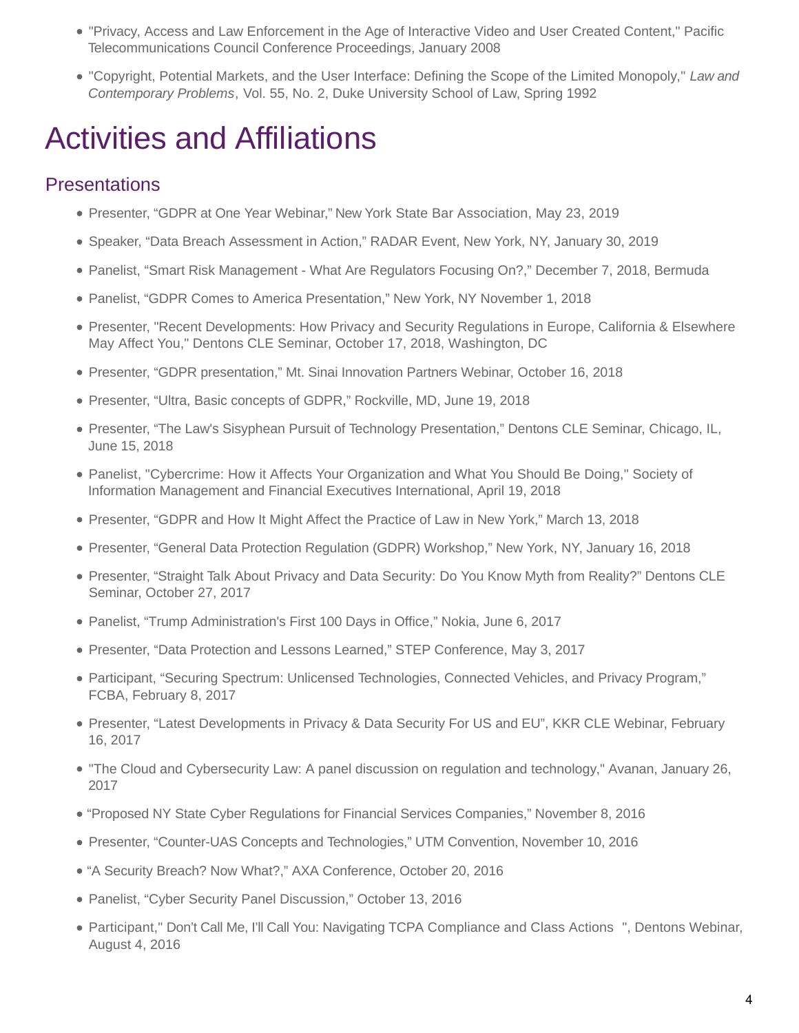- "Privacy, Access and Law Enforcement in the Age of Interactive Video and User Created Content," Pacific Telecommunications Council Conference Proceedings, January 2008
- "Copyright, Potential Markets, and the User Interface: Defining the Scope of the Limited Monopoly," *Law and Contemporary Problems*, Vol. 55, No. 2, Duke University School of Law, Spring 1992

# Activities and Affiliations

## Presentations

- Presenter, "GDPR at One Year Webinar," New York State Bar Association, May 23, 2019
- Speaker, "Data Breach Assessment in Action," RADAR Event, New York, NY, January 30, 2019
- Panelist, "Smart Risk Management - What Are Regulators Focusing On?," December 7, 2018, Bermuda
- Panelist, "GDPR Comes to America Presentation," New York, NY November 1, 2018
- Presenter, "Recent Developments: How Privacy and Security Regulations in Europe, California & Elsewhere May Affect You," Dentons CLE Seminar, October 17, 2018, Washington, DC
- Presenter, "GDPR presentation," Mt. Sinai Innovation Partners Webinar, October 16, 2018
- Presenter, "Ultra, Basic concepts of GDPR," Rockville, MD, June 19, 2018
- Presenter, "The Law's Sisyphean Pursuit of Technology Presentation," Dentons CLE Seminar, Chicago, IL, June 15, 2018
- Panelist, "Cybercrime: How it Affects Your Organization and What You Should Be Doing," Society of Information Management and Financial Executives International, April 19, 2018
- Presenter, "GDPR and How It Might Affect the Practice of Law in New York," March 13, 2018
- Presenter, "General Data Protection Regulation (GDPR) Workshop," New York, NY, January 16, 2018
- Presenter, "Straight Talk About Privacy and Data Security: Do You Know Myth from Reality?" Dentons CLE Seminar, October 27, 2017
- Panelist, "Trump Administration's First 100 Days in Office," Nokia, June 6, 2017
- Presenter, "Data Protection and Lessons Learned," STEP Conference, May 3, 2017
- Participant, "Securing Spectrum: Unlicensed Technologies, Connected Vehicles, and Privacy Program," FCBA, February 8, 2017
- Presenter, "Latest Developments in Privacy & Data Security For US and EU", KKR CLE Webinar, February 16, 2017
- "The Cloud and Cybersecurity Law: A panel discussion on regulation and technology," Avanan, January 26, 2017
- "Proposed NY State Cyber Regulations for Financial Services Companies," November 8, 2016
- Presenter, "Counter-UAS Concepts and Technologies," UTM Convention, November 10, 2016
- "A Security Breach? Now What?," AXA Conference, October 20, 2016
- Panelist, "Cyber Security Panel Discussion," October 13, 2016
- Participant," Don't Call Me, I'll Call You: Navigating TCPA Compliance and Class Actions ", Dentons Webinar, August 4, 2016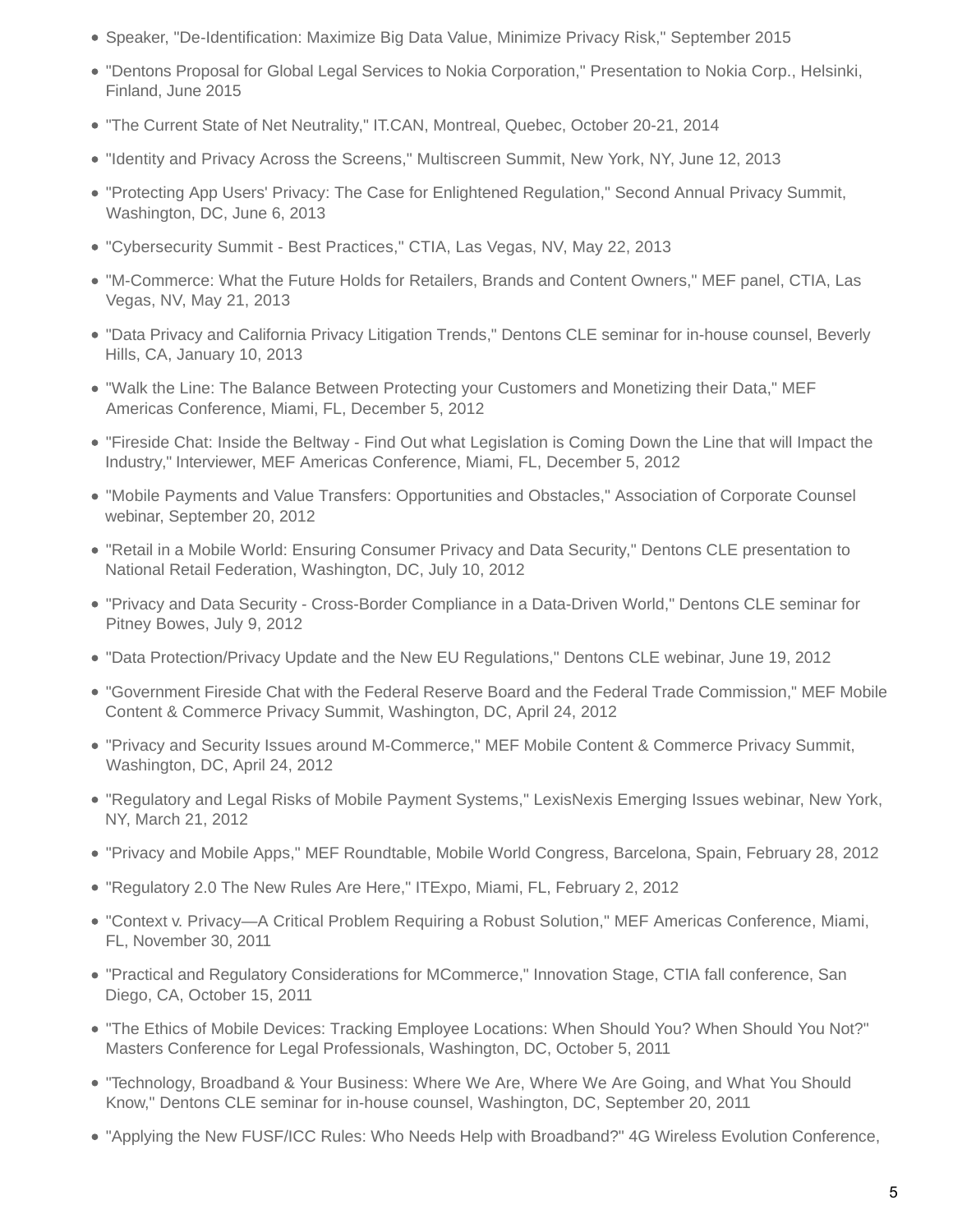- Speaker, "De-Identification: Maximize Big Data Value, Minimize Privacy Risk," September 2015
- "Dentons Proposal for Global Legal Services to Nokia Corporation," Presentation to Nokia Corp., Helsinki, Finland, June 2015
- "The Current State of Net Neutrality," IT.CAN, Montreal, Quebec, October 20-21, 2014
- "Identity and Privacy Across the Screens," Multiscreen Summit, New York, NY, June 12, 2013
- "Protecting App Users' Privacy: The Case for Enlightened Regulation," Second Annual Privacy Summit, Washington, DC, June 6, 2013
- "Cybersecurity Summit - Best Practices," CTIA, Las Vegas, NV, May 22, 2013
- "M-Commerce: What the Future Holds for Retailers, Brands and Content Owners," MEF panel, CTIA, Las Vegas, NV, May 21, 2013
- "Data Privacy and California Privacy Litigation Trends," Dentons CLE seminar for in-house counsel, Beverly Hills, CA, January 10, 2013
- "Walk the Line: The Balance Between Protecting your Customers and Monetizing their Data," MEF Americas Conference, Miami, FL, December 5, 2012
- "Fireside Chat: Inside the Beltway - Find Out what Legislation is Coming Down the Line that will Impact the Industry," Interviewer, MEF Americas Conference, Miami, FL, December 5, 2012
- "Mobile Payments and Value Transfers: Opportunities and Obstacles," Association of Corporate Counsel webinar, September 20, 2012
- "Retail in a Mobile World: Ensuring Consumer Privacy and Data Security," Dentons CLE presentation to National Retail Federation, Washington, DC, July 10, 2012
- "Privacy and Data Security - Cross-Border Compliance in a Data-Driven World," Dentons CLE seminar for Pitney Bowes, July 9, 2012
- "Data Protection/Privacy Update and the New EU Regulations," Dentons CLE webinar, June 19, 2012
- "Government Fireside Chat with the Federal Reserve Board and the Federal Trade Commission," MEF Mobile Content & Commerce Privacy Summit, Washington, DC, April 24, 2012
- "Privacy and Security Issues around M-Commerce," MEF Mobile Content & Commerce Privacy Summit, Washington, DC, April 24, 2012
- "Regulatory and Legal Risks of Mobile Payment Systems," LexisNexis Emerging Issues webinar, New York, NY, March 21, 2012
- "Privacy and Mobile Apps," MEF Roundtable, Mobile World Congress, Barcelona, Spain, February 28, 2012
- "Regulatory 2.0 The New Rules Are Here," ITExpo, Miami, FL, February 2, 2012
- "Context v. Privacy—A Critical Problem Requiring a Robust Solution," MEF Americas Conference, Miami, FL, November 30, 2011
- "Practical and Regulatory Considerations for MCommerce," Innovation Stage, CTIA fall conference, San Diego, CA, October 15, 2011
- "The Ethics of Mobile Devices: Tracking Employee Locations: When Should You? When Should You Not?" Masters Conference for Legal Professionals, Washington, DC, October 5, 2011
- "Technology, Broadband & Your Business: Where We Are, Where We Are Going, and What You Should Know," Dentons CLE seminar for in-house counsel, Washington, DC, September 20, 2011
- "Applying the New FUSF/ICC Rules: Who Needs Help with Broadband?" 4G Wireless Evolution Conference,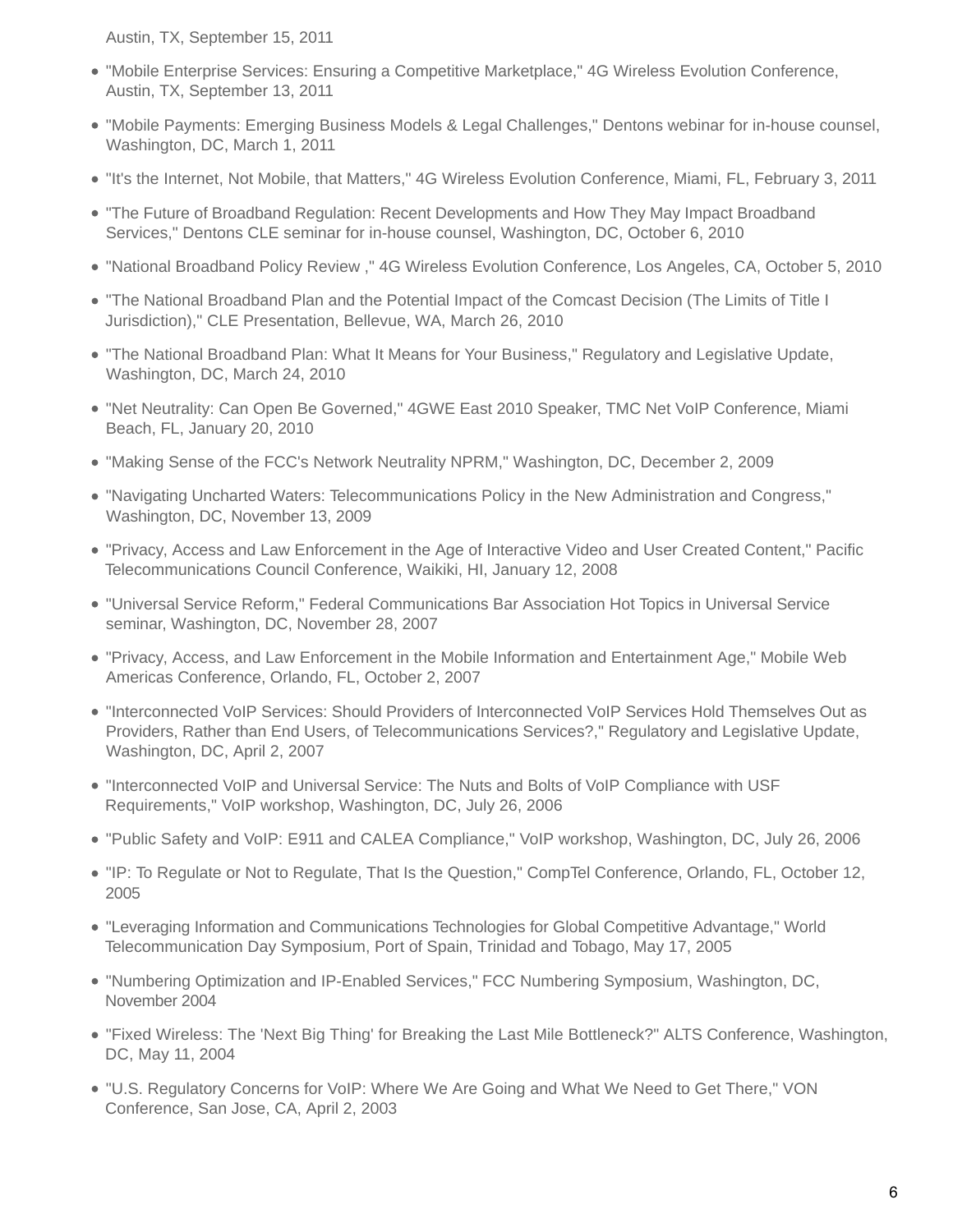Austin, TX, September 15, 2011

- "Mobile Enterprise Services: Ensuring a Competitive Marketplace," 4G Wireless Evolution Conference, Austin, TX, September 13, 2011
- "Mobile Payments: Emerging Business Models & Legal Challenges," Dentons webinar for in-house counsel, Washington, DC, March 1, 2011
- "It's the Internet, Not Mobile, that Matters," 4G Wireless Evolution Conference, Miami, FL, February 3, 2011
- "The Future of Broadband Regulation: Recent Developments and How They May Impact Broadband Services," Dentons CLE seminar for in-house counsel, Washington, DC, October 6, 2010
- "National Broadband Policy Review ," 4G Wireless Evolution Conference, Los Angeles, CA, October 5, 2010
- "The National Broadband Plan and the Potential Impact of the Comcast Decision (The Limits of Title I Jurisdiction)," CLE Presentation, Bellevue, WA, March 26, 2010
- "The National Broadband Plan: What It Means for Your Business," Regulatory and Legislative Update, Washington, DC, March 24, 2010
- "Net Neutrality: Can Open Be Governed," 4GWE East 2010 Speaker, TMC Net VoIP Conference, Miami Beach, FL, January 20, 2010
- "Making Sense of the FCC's Network Neutrality NPRM," Washington, DC, December 2, 2009
- "Navigating Uncharted Waters: Telecommunications Policy in the New Administration and Congress," Washington, DC, November 13, 2009
- "Privacy, Access and Law Enforcement in the Age of Interactive Video and User Created Content," Pacific Telecommunications Council Conference, Waikiki, HI, January 12, 2008
- "Universal Service Reform," Federal Communications Bar Association Hot Topics in Universal Service seminar, Washington, DC, November 28, 2007
- "Privacy, Access, and Law Enforcement in the Mobile Information and Entertainment Age," Mobile Web Americas Conference, Orlando, FL, October 2, 2007
- "Interconnected VoIP Services: Should Providers of Interconnected VoIP Services Hold Themselves Out as Providers, Rather than End Users, of Telecommunications Services?," Regulatory and Legislative Update, Washington, DC, April 2, 2007
- "Interconnected VoIP and Universal Service: The Nuts and Bolts of VoIP Compliance with USF Requirements," VoIP workshop, Washington, DC, July 26, 2006
- "Public Safety and VoIP: E911 and CALEA Compliance," VoIP workshop, Washington, DC, July 26, 2006
- "IP: To Regulate or Not to Regulate, That Is the Question," CompTel Conference, Orlando, FL, October 12, 2005
- "Leveraging Information and Communications Technologies for Global Competitive Advantage," World Telecommunication Day Symposium, Port of Spain, Trinidad and Tobago, May 17, 2005
- "Numbering Optimization and IP-Enabled Services," FCC Numbering Symposium, Washington, DC, November 2004
- "Fixed Wireless: The 'Next Big Thing' for Breaking the Last Mile Bottleneck?" ALTS Conference, Washington, DC, May 11, 2004
- "U.S. Regulatory Concerns for VoIP: Where We Are Going and What We Need to Get There," VON Conference, San Jose, CA, April 2, 2003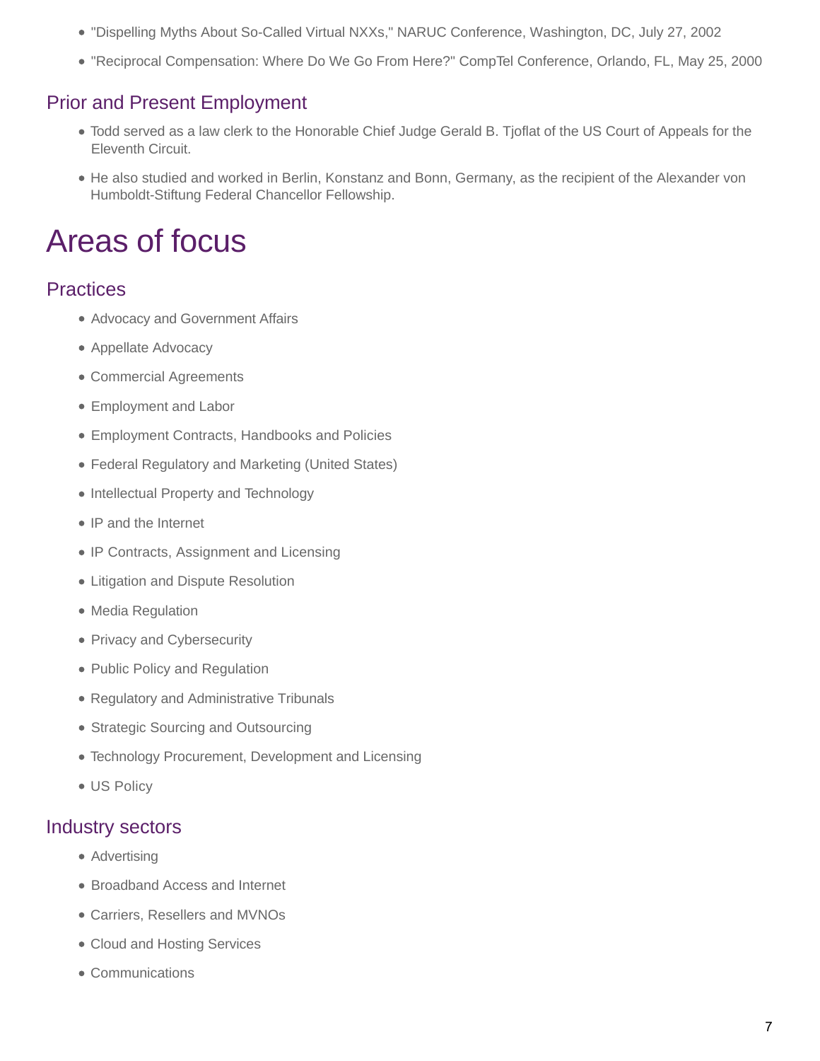- "Dispelling Myths About So-Called Virtual NXXs," NARUC Conference, Washington, DC, July 27, 2002
- "Reciprocal Compensation: Where Do We Go From Here?" CompTel Conference, Orlando, FL, May 25, 2000

## Prior and Present Employment

- Todd served as a law clerk to the Honorable Chief Judge Gerald B. Tjoflat of the US Court of Appeals for the Eleventh Circuit.
- He also studied and worked in Berlin, Konstanz and Bonn, Germany, as the recipient of the Alexander von Humboldt-Stiftung Federal Chancellor Fellowship.

# Areas of focus

## Practices

- Advocacy and Government Affairs
- Appellate Advocacy
- Commercial Agreements
- Employment and Labor
- Employment Contracts, Handbooks and Policies
- Federal Regulatory and Marketing (United States)
- Intellectual Property and Technology
- IP and the Internet
- IP Contracts, Assignment and Licensing
- Litigation and Dispute Resolution
- Media Regulation
- Privacy and Cybersecurity
- Public Policy and Regulation
- Regulatory and Administrative Tribunals
- Strategic Sourcing and Outsourcing
- Technology Procurement, Development and Licensing
- US Policy

## Industry sectors

- Advertising
- Broadband Access and Internet
- Carriers, Resellers and MVNOs
- Cloud and Hosting Services
- Communications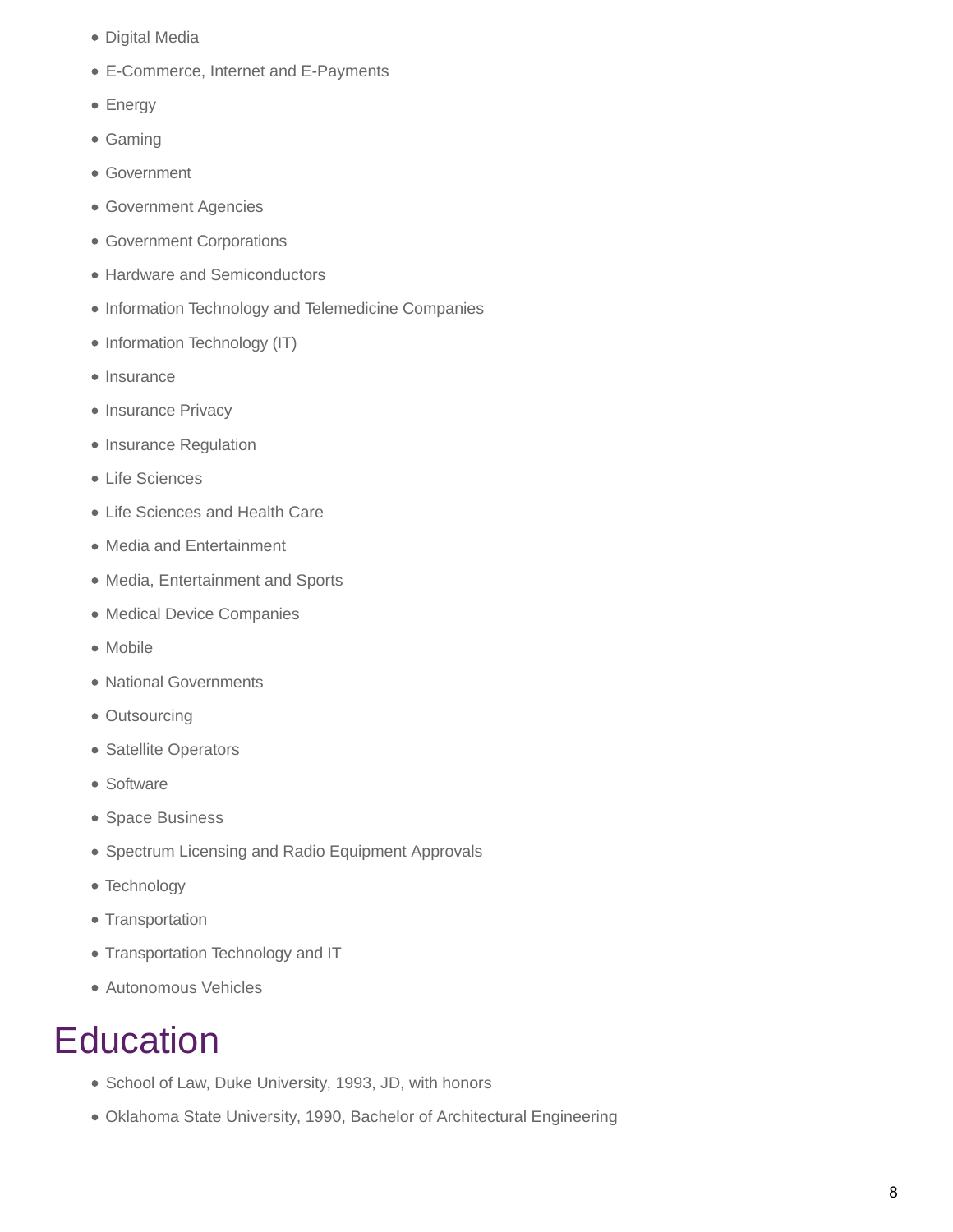- Digital Media
- E-Commerce, Internet and E-Payments
- Energy
- Gaming
- Government
- Government Agencies
- Government Corporations
- Hardware and Semiconductors
- Information Technology and Telemedicine Companies
- Information Technology (IT)
- Insurance
- Insurance Privacy
- Insurance Regulation
- Life Sciences
- Life Sciences and Health Care
- Media and Entertainment
- Media, Entertainment and Sports
- Medical Device Companies
- Mobile
- National Governments
- Outsourcing
- Satellite Operators
- Software
- Space Business
- Spectrum Licensing and Radio Equipment Approvals
- Technology
- Transportation
- Transportation Technology and IT
- Autonomous Vehicles

# Education

- School of Law, Duke University, 1993, JD, with honors
- Oklahoma State University, 1990, Bachelor of Architectural Engineering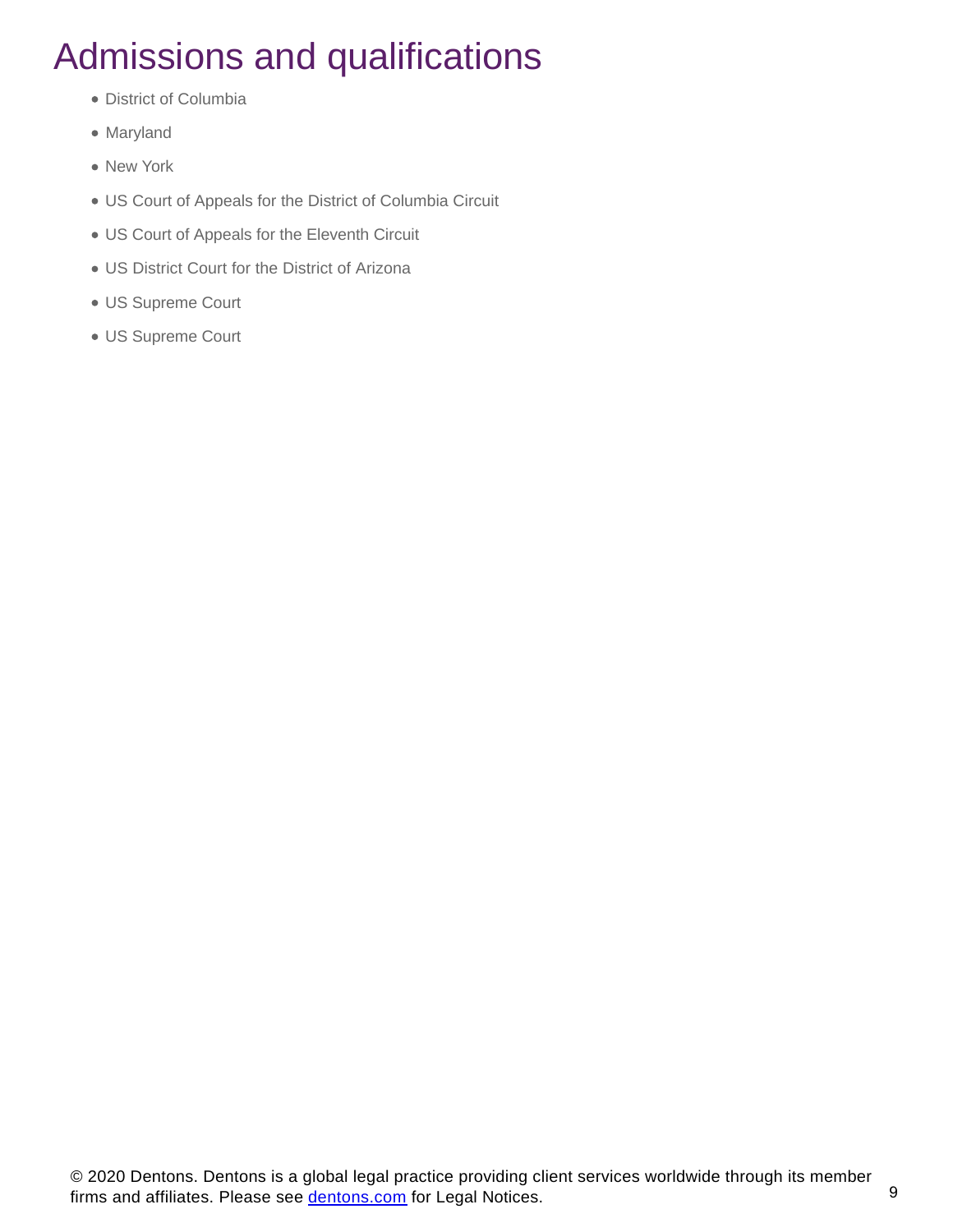# Admissions and qualifications

- District of Columbia
- Maryland
- New York
- US Court of Appeals for the District of Columbia Circuit
- US Court of Appeals for the Eleventh Circuit
- US District Court for the District of Arizona
- US Supreme Court
- US Supreme Court

© 2020 Dentons. Dentons is a global legal practice providing client services worldwide through its member firms and affiliates. Please see dentons.com for Legal Notices.